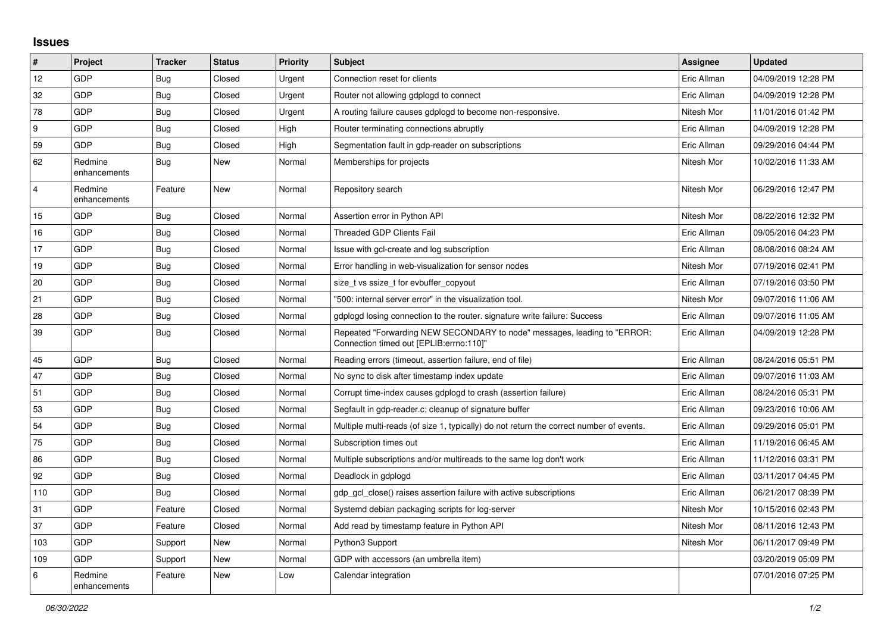## Issues

| # | Project | Tracker | Status | Priority | Subject | Assignee | Updated |
|---|---|---|---|---|---|---|---|
| 12 | GDP | Bug | Closed | Urgent | Connection reset for clients | Eric Allman | 04/09/2019 12:28 PM |
| 32 | GDP | Bug | Closed | Urgent | Router not allowing gdplogd to connect | Eric Allman | 04/09/2019 12:28 PM |
| 78 | GDP | Bug | Closed | Urgent | A routing failure causes gdplogd to become non-responsive. | Nitesh Mor | 11/01/2016 01:42 PM |
| 9 | GDP | Bug | Closed | High | Router terminating connections abruptly | Eric Allman | 04/09/2019 12:28 PM |
| 59 | GDP | Bug | Closed | High | Segmentation fault in gdp-reader on subscriptions | Eric Allman | 09/29/2016 04:44 PM |
| 62 | Redmine enhancements | Bug | New | Normal | Memberships for projects | Nitesh Mor | 10/02/2016 11:33 AM |
| 4 | Redmine enhancements | Feature | New | Normal | Repository search | Nitesh Mor | 06/29/2016 12:47 PM |
| 15 | GDP | Bug | Closed | Normal | Assertion error in Python API | Nitesh Mor | 08/22/2016 12:32 PM |
| 16 | GDP | Bug | Closed | Normal | Threaded GDP Clients Fail | Eric Allman | 09/05/2016 04:23 PM |
| 17 | GDP | Bug | Closed | Normal | Issue with gcl-create and log subscription | Eric Allman | 08/08/2016 08:24 AM |
| 19 | GDP | Bug | Closed | Normal | Error handling in web-visualization for sensor nodes | Nitesh Mor | 07/19/2016 02:41 PM |
| 20 | GDP | Bug | Closed | Normal | size_t vs ssize_t for evbuffer_copyout | Eric Allman | 07/19/2016 03:50 PM |
| 21 | GDP | Bug | Closed | Normal | "500: internal server error" in the visualization tool. | Nitesh Mor | 09/07/2016 11:06 AM |
| 28 | GDP | Bug | Closed | Normal | gdplogd losing connection to the router. signature write failure: Success | Eric Allman | 09/07/2016 11:05 AM |
| 39 | GDP | Bug | Closed | Normal | Repeated "Forwarding NEW SECONDARY to node" messages, leading to "ERROR: Connection timed out [EPLIB:errno:110]" | Eric Allman | 04/09/2019 12:28 PM |
| 45 | GDP | Bug | Closed | Normal | Reading errors (timeout, assertion failure, end of file) | Eric Allman | 08/24/2016 05:51 PM |
| 47 | GDP | Bug | Closed | Normal | No sync to disk after timestamp index update | Eric Allman | 09/07/2016 11:03 AM |
| 51 | GDP | Bug | Closed | Normal | Corrupt time-index causes gdplogd to crash (assertion failure) | Eric Allman | 08/24/2016 05:31 PM |
| 53 | GDP | Bug | Closed | Normal | Segfault in gdp-reader.c; cleanup of signature buffer | Eric Allman | 09/23/2016 10:06 AM |
| 54 | GDP | Bug | Closed | Normal | Multiple multi-reads (of size 1, typically) do not return the correct number of events. | Eric Allman | 09/29/2016 05:01 PM |
| 75 | GDP | Bug | Closed | Normal | Subscription times out | Eric Allman | 11/19/2016 06:45 AM |
| 86 | GDP | Bug | Closed | Normal | Multiple subscriptions and/or multireads to the same log don't work | Eric Allman | 11/12/2016 03:31 PM |
| 92 | GDP | Bug | Closed | Normal | Deadlock in gdplogd | Eric Allman | 03/11/2017 04:45 PM |
| 110 | GDP | Bug | Closed | Normal | gdp_gcl_close() raises assertion failure with active subscriptions | Eric Allman | 06/21/2017 08:39 PM |
| 31 | GDP | Feature | Closed | Normal | Systemd debian packaging scripts for log-server | Nitesh Mor | 10/15/2016 02:43 PM |
| 37 | GDP | Feature | Closed | Normal | Add read by timestamp feature in Python API | Nitesh Mor | 08/11/2016 12:43 PM |
| 103 | GDP | Support | New | Normal | Python3 Support | Nitesh Mor | 06/11/2017 09:49 PM |
| 109 | GDP | Support | New | Normal | GDP with accessors (an umbrella item) | | 03/20/2019 05:09 PM |
| 6 | Redmine enhancements | Feature | New | Low | Calendar integration | | 07/01/2016 07:25 PM |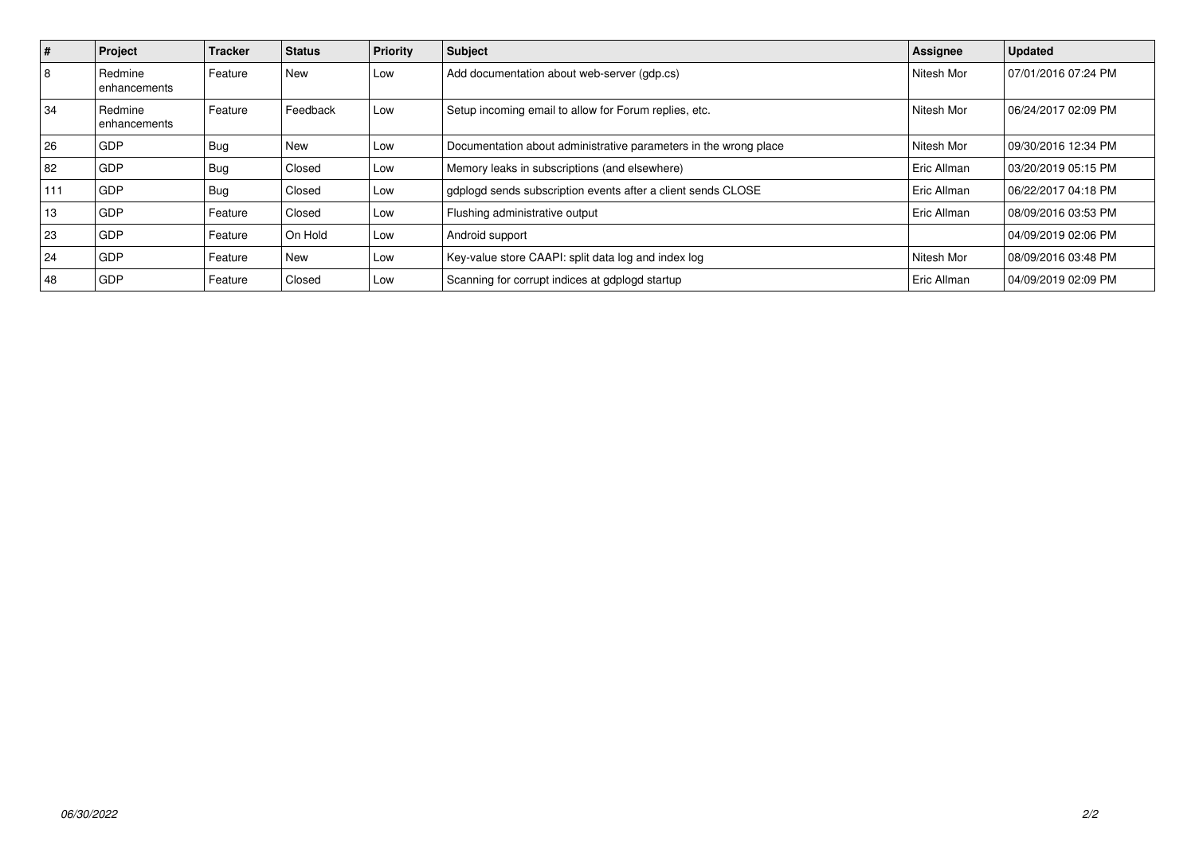| # | Project | Tracker | Status | Priority | Subject | Assignee | Updated |
|---|---|---|---|---|---|---|---|
| 8 | Redmine enhancements | Feature | New | Low | Add documentation about web-server (gdp.cs) | Nitesh Mor | 07/01/2016 07:24 PM |
| 34 | Redmine enhancements | Feature | Feedback | Low | Setup incoming email to allow for Forum replies, etc. | Nitesh Mor | 06/24/2017 02:09 PM |
| 26 | GDP | Bug | New | Low | Documentation about administrative parameters in the wrong place | Nitesh Mor | 09/30/2016 12:34 PM |
| 82 | GDP | Bug | Closed | Low | Memory leaks in subscriptions (and elsewhere) | Eric Allman | 03/20/2019 05:15 PM |
| 111 | GDP | Bug | Closed | Low | gdplogd sends subscription events after a client sends CLOSE | Eric Allman | 06/22/2017 04:18 PM |
| 13 | GDP | Feature | Closed | Low | Flushing administrative output | Eric Allman | 08/09/2016 03:53 PM |
| 23 | GDP | Feature | On Hold | Low | Android support | | 04/09/2019 02:06 PM |
| 24 | GDP | Feature | New | Low | Key-value store CAAPI: split data log and index log | Nitesh Mor | 08/09/2016 03:48 PM |
| 48 | GDP | Feature | Closed | Low | Scanning for corrupt indices at gdplogd startup | Eric Allman | 04/09/2019 02:09 PM |